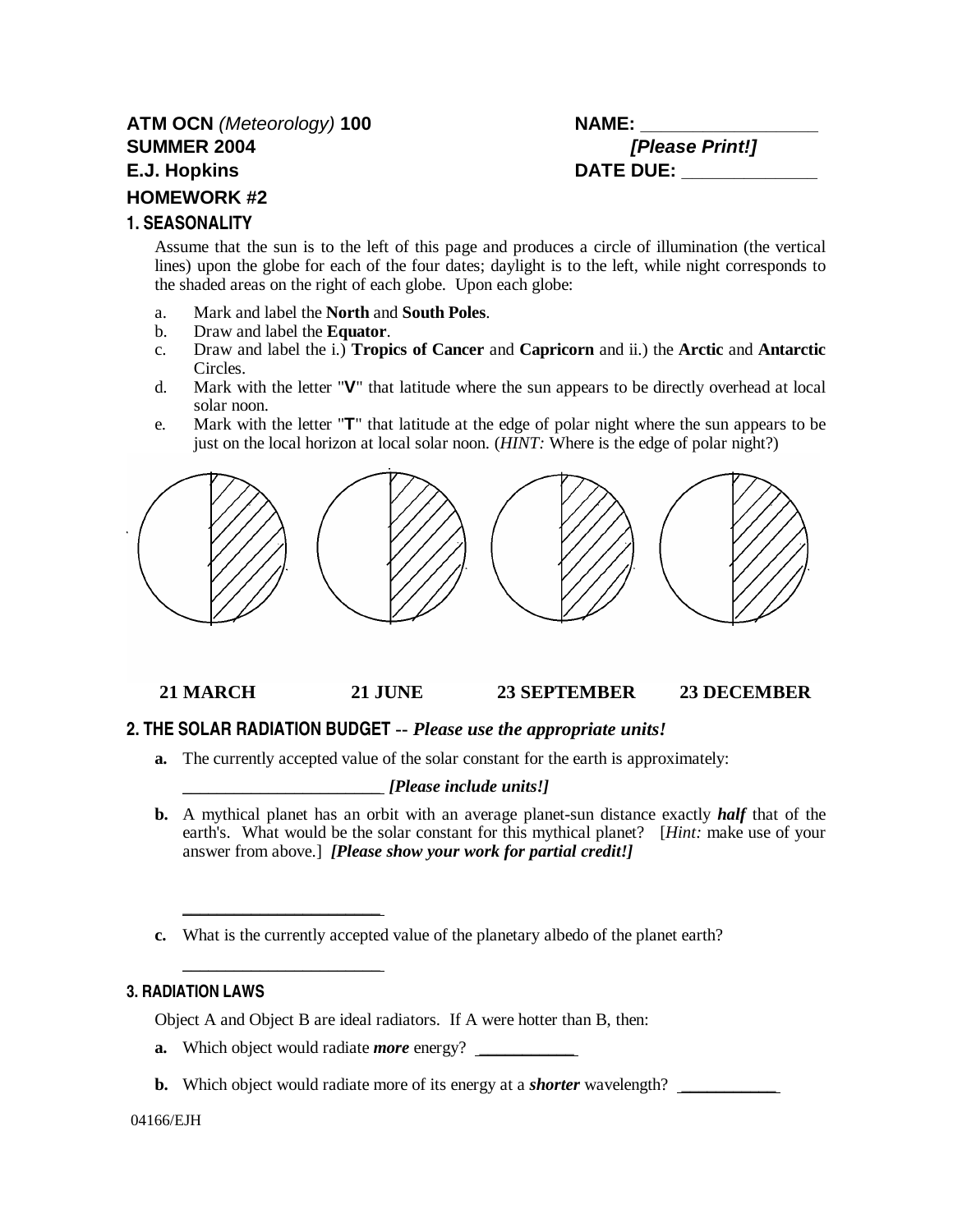**ATM OCN** *(Meteorology)* **100**
**SUMMER 2004**
**E.J. Hopkins**
**HOMEWORK #2**

**NAME:** ___________________
***[Please Print!]***
**DATE DUE:** _______________

## 1. SEASONALITY

Assume that the sun is to the left of this page and produces a circle of illumination (the vertical lines) upon the globe for each of the four dates; daylight is to the left, while night corresponds to the shaded areas on the right of each globe. Upon each globe:

a. Mark and label the **North** and **South Poles**.
b. Draw and label the **Equator**.
c. Draw and label the i.) **Tropics of Cancer** and **Capricorn** and ii.) the **Arctic** and **Antarctic** Circles.
d. Mark with the letter "**V**" that latitude where the sun appears to be directly overhead at local solar noon.
e. Mark with the letter "**T**" that latitude at the edge of polar night where the sun appears to be just on the local horizon at local solar noon. (*HINT:* Where is the edge of polar night?)

**21 MARCH** **21 JUNE** **23 SEPTEMBER** **23 DECEMBER**

## 2. THE SOLAR RADIATION BUDGET -- *Please use the appropriate units!*

**a.** The currently accepted value of the solar constant for the earth is approximately:

_______________________ ***[Please include units!]***

**b.** A mythical planet has an orbit with an average planet-sun distance exactly ***half*** that of the earth's. What would be the solar constant for this mythical planet? [*Hint:* make use of your answer from above.] ***[Please show your work for partial credit!]***

_______________________

**c.** What is the currently accepted value of the planetary albedo of the planet earth?

_______________________

## 3. RADIATION LAWS

Object A and Object B are ideal radiators. If A were hotter than B, then:

**a.** Which object would radiate ***more*** energy? ___________

**b.** Which object would radiate more of its energy at a ***shorter*** wavelength? ___________

04166/EJH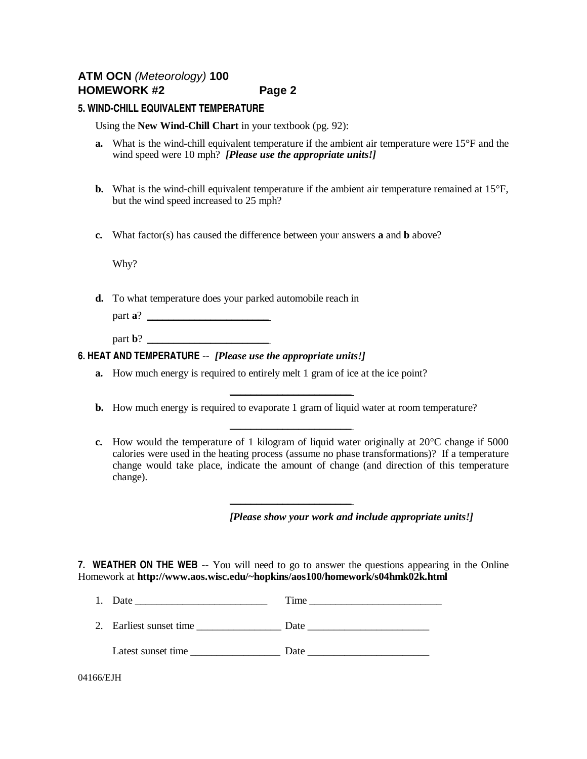**ATM OCN** *(Meteorology)* **100**
**HOMEWORK #2**

### 5. WIND-CHILL EQUIVALENT TEMPERATURE

Using the **New Wind-Chill Chart** in your textbook (pg. 92):

**a.** What is the wind-chill equivalent temperature if the ambient air temperature were 15°F and the wind speed were 10 mph? ***[Please use the appropriate units!]***

**b.** What is the wind-chill equivalent temperature if the ambient air temperature remained at 15°F, but the wind speed increased to 25 mph?

**c.** What factor(s) has caused the difference between your answers **a** and **b** above?

Why?

**d.** To what temperature does your parked automobile reach in

part **a**? ______________________

part **b**? ______________________

### 6. HEAT AND TEMPERATURE -- *[Please use the appropriate units!]*

**a.** How much energy is required to entirely melt 1 gram of ice at the ice point?

______________________

**b.** How much energy is required to evaporate 1 gram of liquid water at room temperature?

______________________

**c.** How would the temperature of 1 kilogram of liquid water originally at 20°C change if 5000 calories were used in the heating process (assume no phase transformations)? If a temperature change would take place, indicate the amount of change (and direction of this temperature change).

______________________

***[Please show your work and include appropriate units!]***

**7. WEATHER ON THE WEB** -- You will need to go to answer the questions appearing in the Online Homework at **http://www.aos.wisc.edu/~hopkins/aos100/homework/s04hmk02k.html**

1. Date ________________________ Time ________________________

2. Earliest sunset time ________________ Date ______________________

   Latest sunset time ________________ Date ______________________

04166/EJH